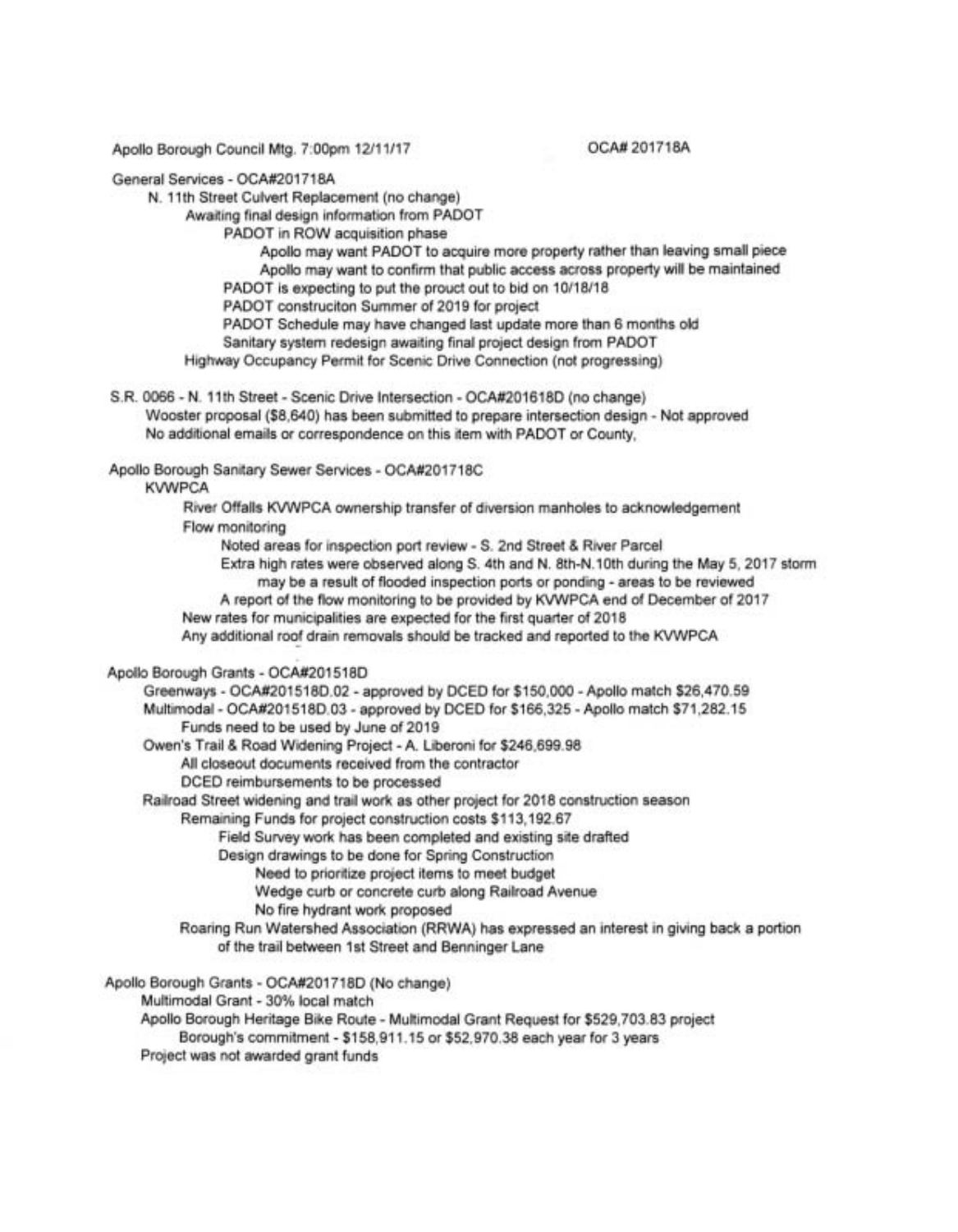Apollo Borough Council Mtg. 7:00pm 12/11/17 OCA# 201718A

General Services - OCA#201718A

- N. 11th Street Culvert Replacement (no change)
  - Awaiting final design information from PADOT
    - PADOT in ROW acquisition phase
      - Apollo may want PADOT to acquire more property rather than leaving small piece
      - Apollo may want to confirm that public access across property will be maintained
    - PADOT is expecting to put the prouct out to bid on 10/18/18
    - PADOT construciton Summer of 2019 for project
    - PADOT Schedule may have changed last update more than 6 months old
    - Sanitary system redesign awaiting final project design from PADOT
  - Highway Occupancy Permit for Scenic Drive Connection (not progressing)

S.R. 0066 - N. 11th Street - Scenic Drive Intersection - OCA#201618D (no change)

- Wooster proposal ($8,640) has been submitted to prepare intersection design - Not approved
- No additional emails or correspondence on this item with PADOT or County,

Apollo Borough Sanitary Sewer Services - OCA#201718C

- KVWPCA
  - River Offalls KVWPCA ownership transfer of diversion manholes to acknowledgement
  - Flow monitoring
    - Noted areas for inspection port review - S. 2nd Street & River Parcel
    - Extra high rates were observed along S. 4th and N. 8th-N.10th during the May 5, 2017 storm may be a result of flooded inspection ports or ponding - areas to be reviewed
    - A report of the flow monitoring to be provided by KVWPCA end of December of 2017
  - New rates for municipalities are expected for the first quarter of 2018
  - Any additional roof drain removals should be tracked and reported to the KVWPCA

Apollo Borough Grants - OCA#201518D

- Greenways - OCA#201518D.02 - approved by DCED for $150,000 - Apollo match $26,470.59
- Multimodal - OCA#201518D.03 - approved by DCED for $166,325 - Apollo match $71,282.15
  - Funds need to be used by June of 2019
- Owen's Trail & Road Widening Project - A. Liberoni for $246,699.98
  - All closeout documents received from the contractor
  - DCED reimbursements to be processed
- Railroad Street widening and trail work as other project for 2018 construction season
  - Remaining Funds for project construction costs $113,192.67
    - Field Survey work has been completed and existing site drafted
    - Design drawings to be done for Spring Construction
      - Need to prioritize project items to meet budget
      - Wedge curb or concrete curb along Railroad Avenue
      - No fire hydrant work proposed
  - Roaring Run Watershed Association (RRWA) has expressed an interest in giving back a portion of the trail between 1st Street and Benninger Lane

Apollo Borough Grants - OCA#201718D (No change)

- Multimodal Grant - 30% local match
- Apollo Borough Heritage Bike Route - Multimodal Grant Request for $529,703.83 project
  - Borough's commitment - $158,911.15 or $52,970.38 each year for 3 years
- Project was not awarded grant funds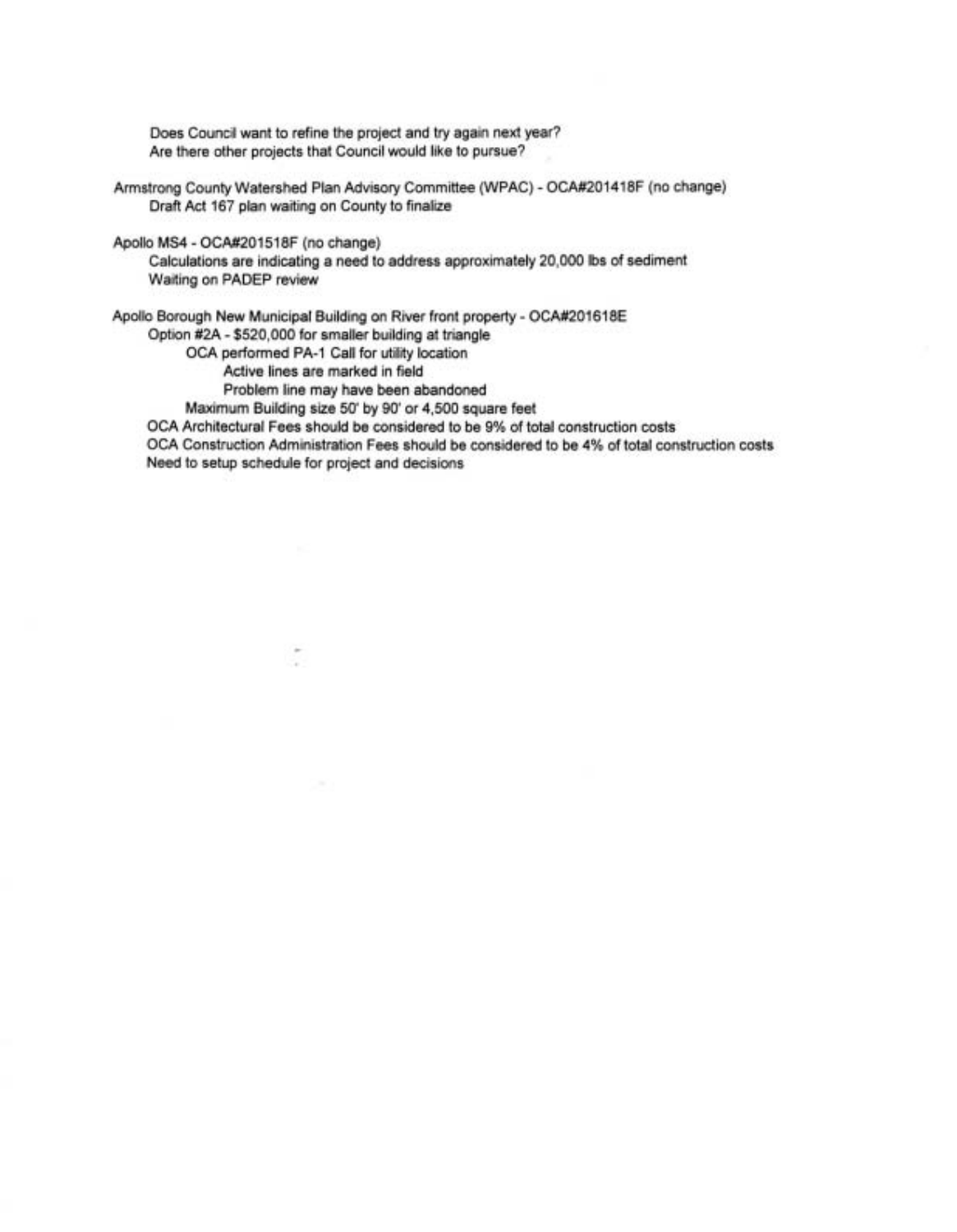Does Council want to refine the project and try again next year?
Are there other projects that Council would like to pursue?

Armstrong County Watershed Plan Advisory Committee (WPAC) - OCA#201418F (no change)
- Draft Act 167 plan waiting on County to finalize

Apollo MS4 - OCA#201518F (no change)
- Calculations are indicating a need to address approximately 20,000 lbs of sediment
- Waiting on PADEP review

Apollo Borough New Municipal Building on River front property - OCA#201618E
- Option #2A - $520,000 for smaller building at triangle
  - OCA performed PA-1 Call for utility location
    - Active lines are marked in field
    - Problem line may have been abandoned
  - Maximum Building size 50' by 90' or 4,500 square feet
- OCA Architectural Fees should be considered to be 9% of total construction costs
- OCA Construction Administration Fees should be considered to be 4% of total construction costs
- Need to setup schedule for project and decisions